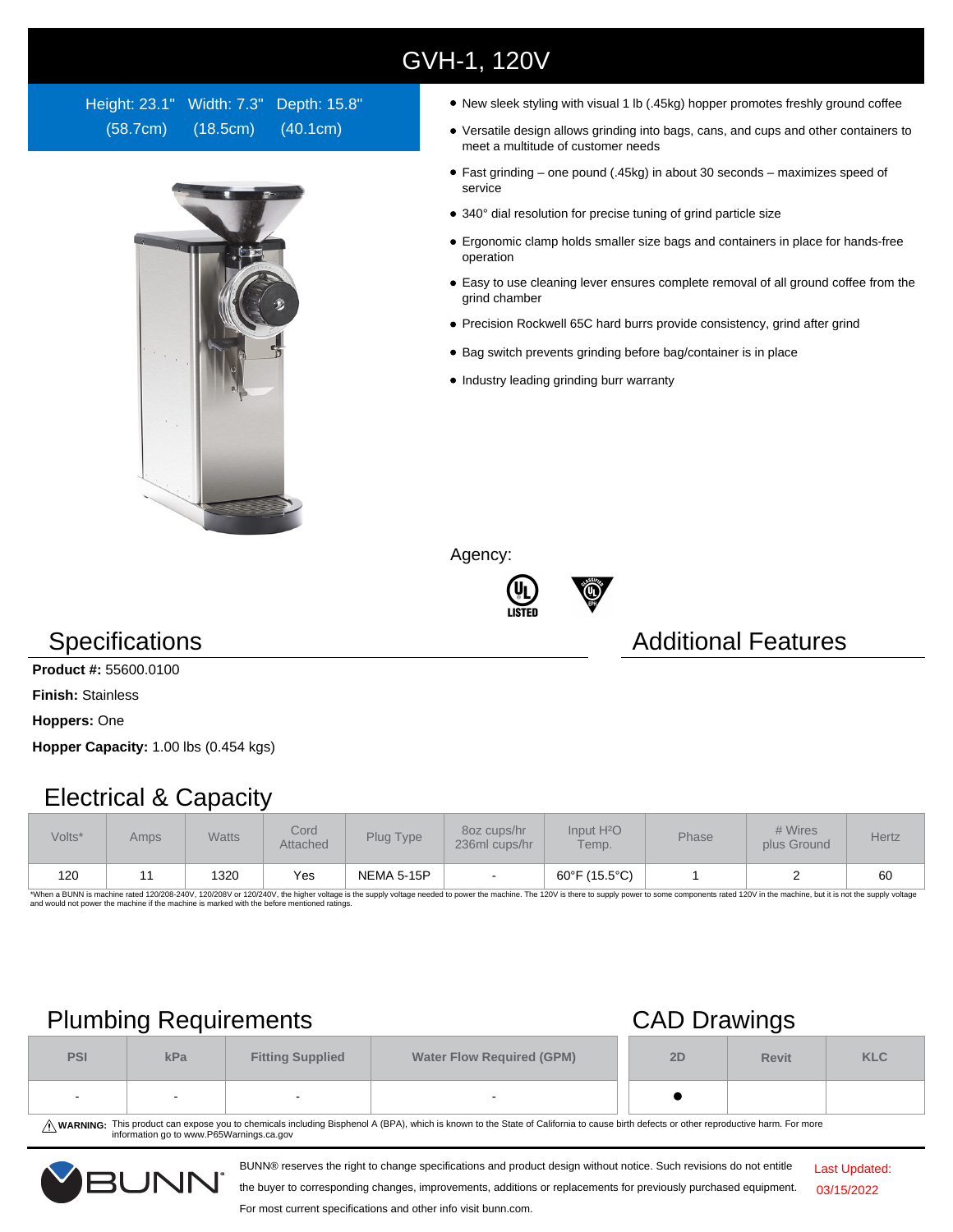# GVH-1, 120V

Height: 23.1" (58.7cm) Width: 7.3" (18.5cm) Depth: 15.8" (40.1cm)

- New sleek styling with visual 1 lb (.45kg) hopper promotes freshly ground coffee
- Versatile design allows grinding into bags, cans, and cups and other containers to meet a multitude of customer needs
- Fast grinding – one pound (.45kg) in about 30 seconds – maximizes speed of service
- 340° dial resolution for precise tuning of grind particle size
- Ergonomic clamp holds smaller size bags and containers in place for hands-free operation
- Easy to use cleaning lever ensures complete removal of all ground coffee from the grind chamber
- Precision Rockwell 65C hard burrs provide consistency, grind after grind
- Bag switch prevents grinding before bag/container is in place
- Industry leading grinding burr warranty

Agency:

## Specifications

**Product #:** 55600.0100

**Finish:** Stainless

**Hoppers:** One

**Hopper Capacity:** 1.00 lbs (0.454 kgs)

## Additional Features

## Electrical & Capacity

| Volts* | Amps | Watts | Cord Attached | Plug Type | 8oz cups/hr 236ml cups/hr | Input $H_2O$ Temp. | Phase | # Wires plus Ground | Hertz |
|---|---|---|---|---|---|---|---|---|---|
| 120 | 11 | 1320 | Yes | NEMA 5-15P | - | 60°F (15.5°C) | 1 | 2 | 60 |

*When a BUNN is machine rated 120/208-240V, 120/208V or 120/240V, the higher voltage is the supply voltage needed to power the machine. The 120V is there to supply power to some components rated 120V in the machine, but it is not the supply voltage and would not power the machine if the machine is marked with the before mentioned ratings.

## Plumbing Requirements

| PSI | kPa | Fitting Supplied | Water Flow Required (GPM) |
|---|---|---|---|
| - | - | - | - |

## CAD Drawings

| 2D | Revit | KLC |
|---|---|---|
| ● | | |

⚠ **WARNING:** This product can expose you to chemicals including Bisphenol A (BPA), which is known to the State of California to cause birth defects or other reproductive harm. For more information go to www.P65Warnings.ca.gov

BUNN® reserves the right to change specifications and product design without notice. Such revisions do not entitle the buyer to corresponding changes, improvements, additions or replacements for previously purchased equipment. For most current specifications and other info visit bunn.com.

Last Updated: 03/15/2022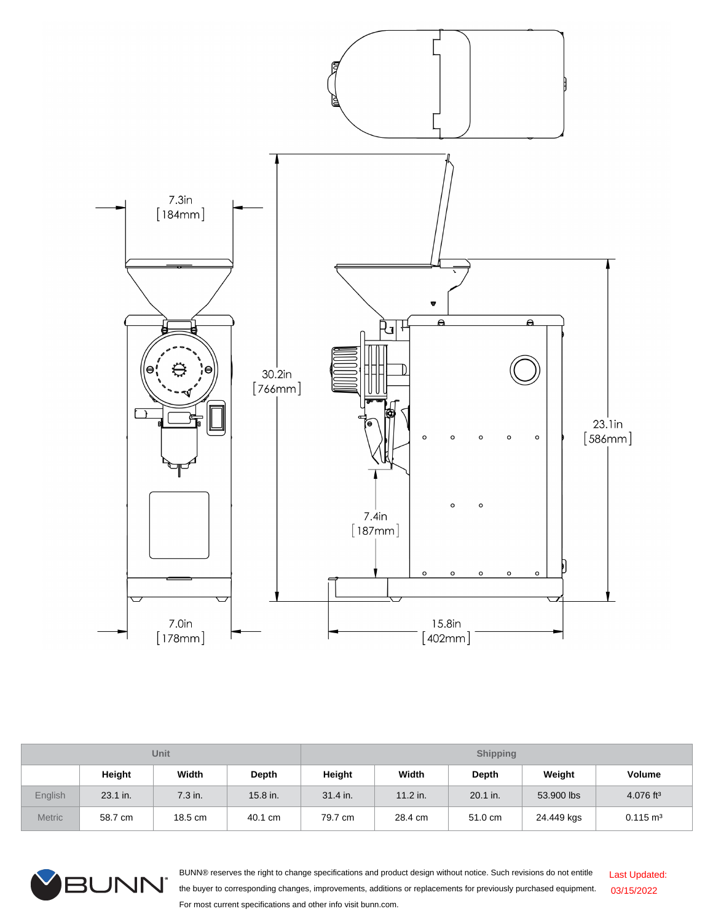7.3in [184mm]

30.2in [766mm]

23.1in [586mm]

7.4in [187mm]

7.0in [178mm]

15.8in [402mm]

| | Unit | | | Shipping | | | | |
|---|---|---|---|---|---|---|---|---|
| | Height | Width | Depth | Height | Width | Depth | Weight | Volume |
| English | 23.1 in. | 7.3 in. | 15.8 in. | 31.4 in. | 11.2 in. | 20.1 in. | 53.900 lbs | 4.076 ft³ |
| Metric | 58.7 cm | 18.5 cm | 40.1 cm | 79.7 cm | 28.4 cm | 51.0 cm | 24.449 kgs | 0.115 m³ |

BUNN® reserves the right to change specifications and product design without notice. Such revisions do not entitle the buyer to corresponding changes, improvements, additions or replacements for previously purchased equipment. For most current specifications and other info visit bunn.com.

Last Updated: 03/15/2022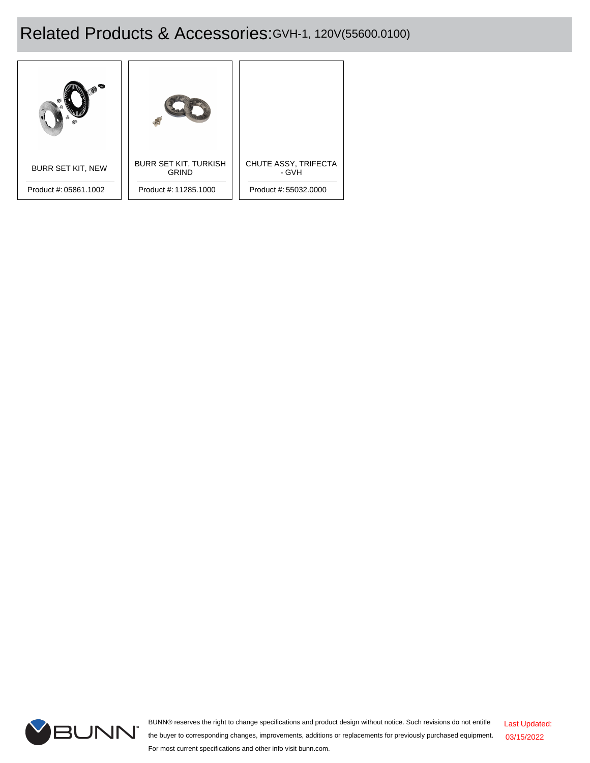# Related Products & Accessories: GVH-1, 120V(55600.0100)

| Product | Product # |
| --- | --- |
| BURR SET KIT, NEW | 05861.1002 |
| BURR SET KIT, TURKISH GRIND | 11285.1000 |
| CHUTE ASSY, TRIFECTA - GVH | 55032.0000 |

BUNN® reserves the right to change specifications and product design without notice. Such revisions do not entitle the buyer to corresponding changes, improvements, additions or replacements for previously purchased equipment. For most current specifications and other info visit bunn.com.

Last Updated: 03/15/2022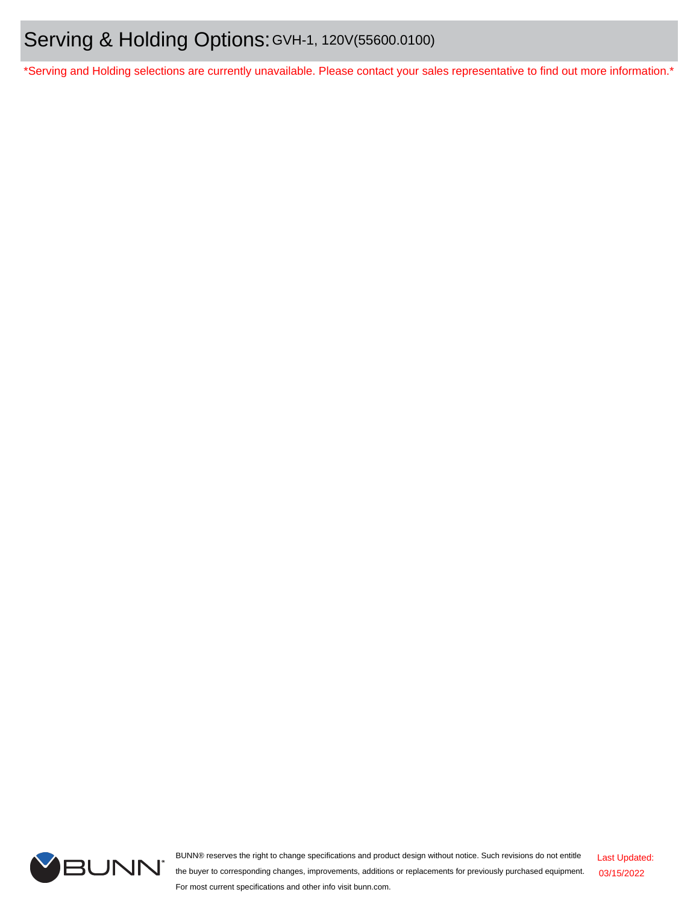# Serving & Holding Options: GVH-1, 120V(55600.0100)

*Serving and Holding selections are currently unavailable. Please contact your sales representative to find out more information.*

BUNN® reserves the right to change specifications and product design without notice. Such revisions do not entitle the buyer to corresponding changes, improvements, additions or replacements for previously purchased equipment. For most current specifications and other info visit bunn.com.

Last Updated: 03/15/2022